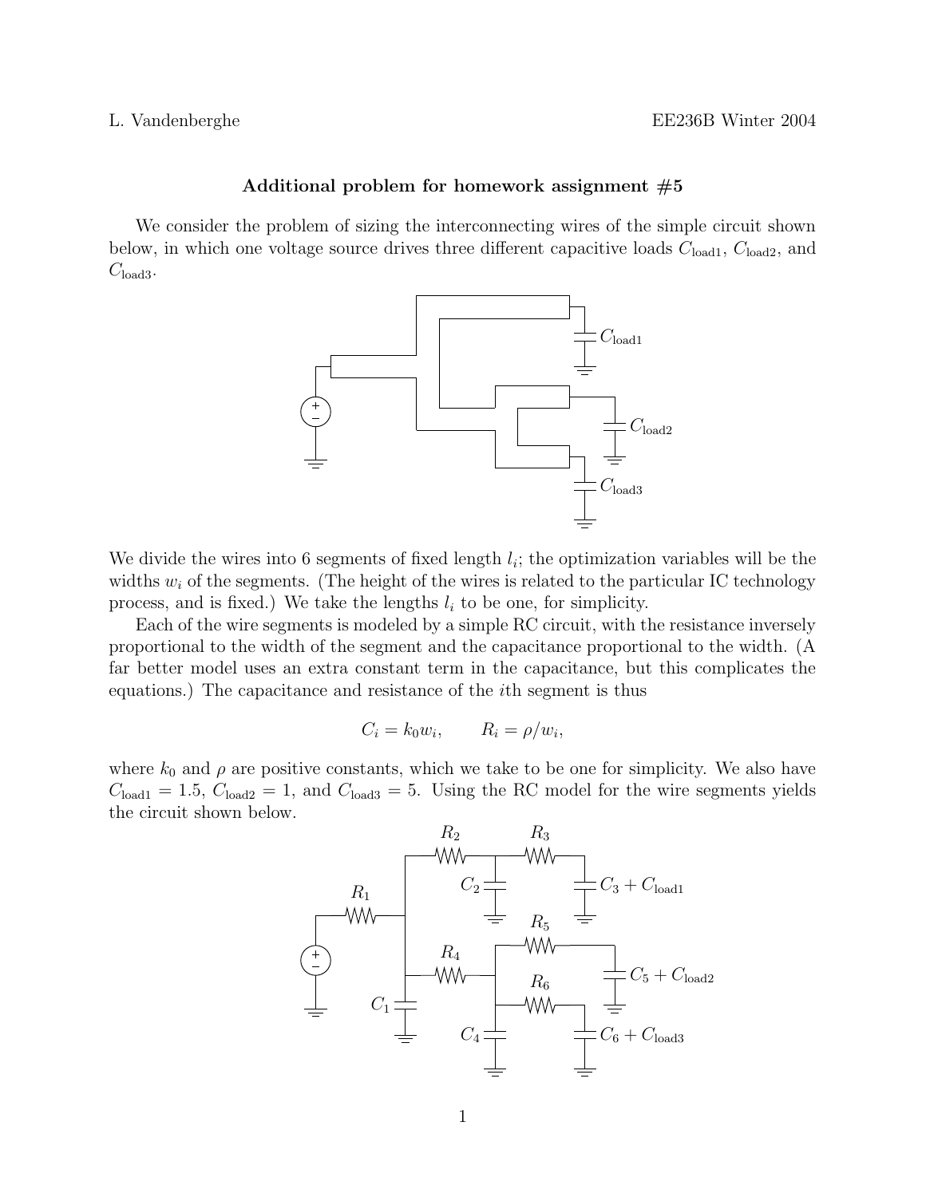L. Vandenberghe EE236B Winter 2004

## Additional problem for homework assignment #5

We consider the problem of sizing the interconnecting wires of the simple circuit shown below, in which one voltage source drives three different capacitive loads $C_{\text{load1}}$, $C_{\text{load2}}$, and $C_{\text{load3}}$.

We divide the wires into 6 segments of fixed length $l_i$; the optimization variables will be the widths $w_i$ of the segments. (The height of the wires is related to the particular IC technology process, and is fixed.) We take the lengths $l_i$ to be one, for simplicity.

Each of the wire segments is modeled by a simple RC circuit, with the resistance inversely proportional to the width of the segment and the capacitance proportional to the width. (A far better model uses an extra constant term in the capacitance, but this complicates the equations.) The capacitance and resistance of the $i$th segment is thus

$$C_i = k_0 w_i, \qquad R_i = \rho / w_i,$$

where $k_0$ and $\rho$ are positive constants, which we take to be one for simplicity. We also have $C_{\text{load1}} = 1.5$, $C_{\text{load2}} = 1$, and $C_{\text{load3}} = 5$. Using the RC model for the wire segments yields the circuit shown below.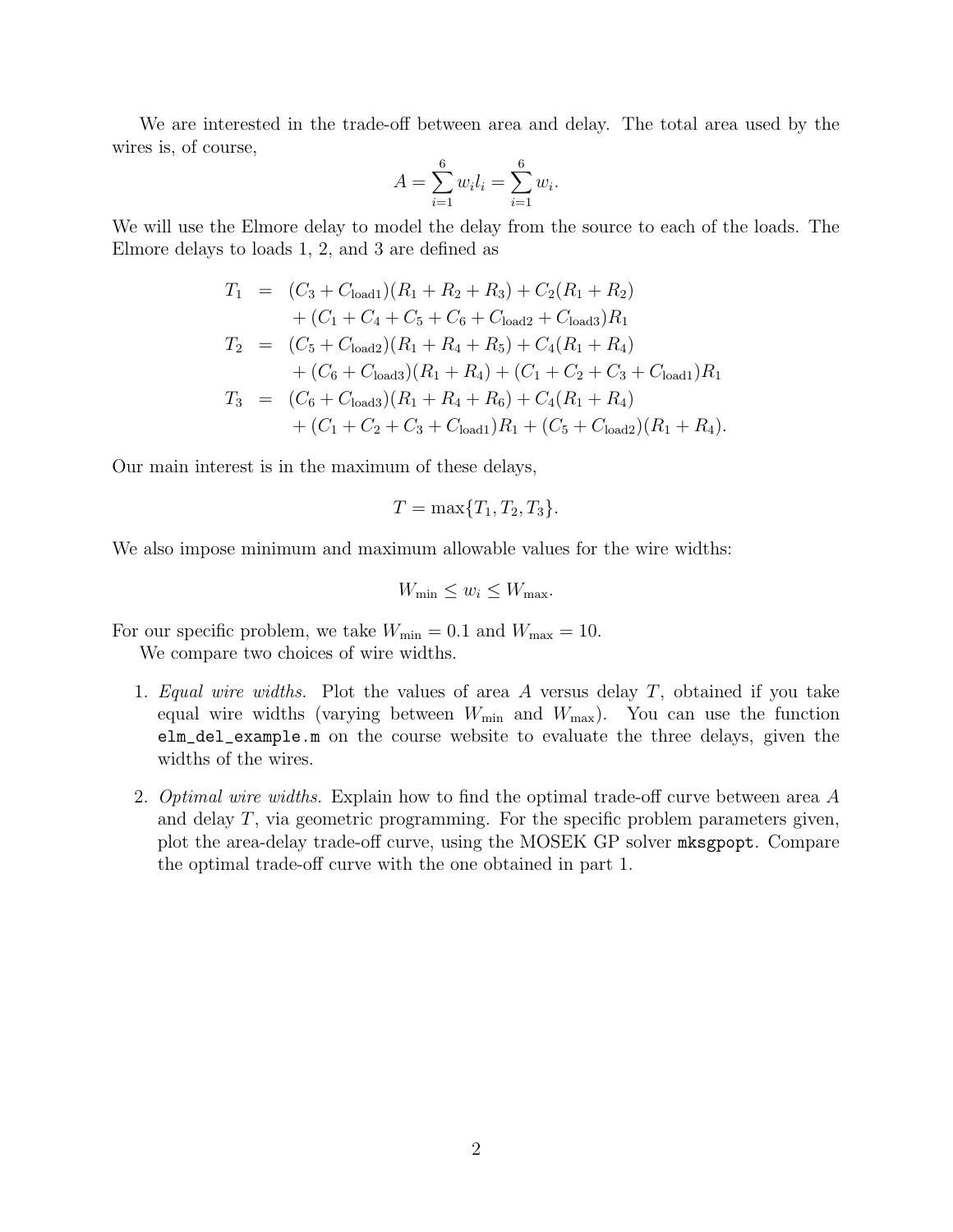We are interested in the trade-off between area and delay. The total area used by the wires is, of course,

$$A = \sum_{i=1}^{6} w_i l_i = \sum_{i=1}^{6} w_i.$$

We will use the Elmore delay to model the delay from the source to each of the loads. The Elmore delays to loads 1, 2, and 3 are defined as

$$\begin{aligned}
T_1 &= (C_3 + C_{\text{load1}})(R_1 + R_2 + R_3) + C_2(R_1 + R_2) \\
&\quad + (C_1 + C_4 + C_5 + C_6 + C_{\text{load2}} + C_{\text{load3}})R_1 \\
T_2 &= (C_5 + C_{\text{load2}})(R_1 + R_4 + R_5) + C_4(R_1 + R_4) \\
&\quad + (C_6 + C_{\text{load3}})(R_1 + R_4) + (C_1 + C_2 + C_3 + C_{\text{load1}})R_1 \\
T_3 &= (C_6 + C_{\text{load3}})(R_1 + R_4 + R_6) + C_4(R_1 + R_4) \\
&\quad + (C_1 + C_2 + C_3 + C_{\text{load1}})R_1 + (C_5 + C_{\text{load2}})(R_1 + R_4).
\end{aligned}$$

Our main interest is in the maximum of these delays,

$$T = \max\{T_1, T_2, T_3\}.$$

We also impose minimum and maximum allowable values for the wire widths:

$$W_{\min} \leq w_i \leq W_{\max}.$$

For our specific problem, we take $W_{\min} = 0.1$ and $W_{\max} = 10$.

We compare two choices of wire widths.

1. *Equal wire widths.* Plot the values of area $A$ versus delay $T$, obtained if you take equal wire widths (varying between $W_{\min}$ and $W_{\max}$). You can use the function `elm_del_example.m` on the course website to evaluate the three delays, given the widths of the wires.

2. *Optimal wire widths.* Explain how to find the optimal trade-off curve between area $A$ and delay $T$, via geometric programming. For the specific problem parameters given, plot the area-delay trade-off curve, using the MOSEK GP solver `mksgpopt`. Compare the optimal trade-off curve with the one obtained in part 1.